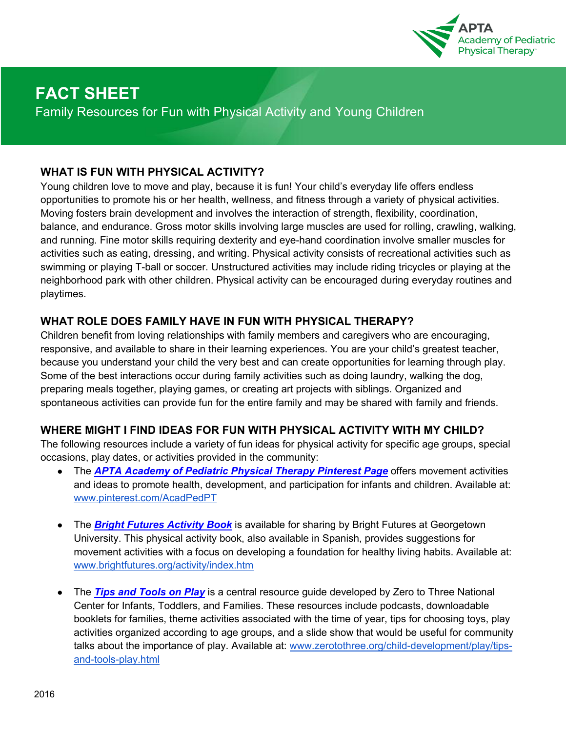APTA Academy of Pediatric Physical Therapy

# FACT SHEET

## Family Resources for Fun with Physical Activity and Young Children

### WHAT IS FUN WITH PHYSICAL ACTIVITY?

Young children love to move and play, because it is fun! Your child's everyday life offers endless opportunities to promote his or her health, wellness, and fitness through a variety of physical activities. Moving fosters brain development and involves the interaction of strength, flexibility, coordination, balance, and endurance. Gross motor skills involving large muscles are used for rolling, crawling, walking, and running. Fine motor skills requiring dexterity and eye-hand coordination involve smaller muscles for activities such as eating, dressing, and writing. Physical activity consists of recreational activities such as swimming or playing T-ball or soccer. Unstructured activities may include riding tricycles or playing at the neighborhood park with other children. Physical activity can be encouraged during everyday routines and playtimes.

### WHAT ROLE DOES FAMILY HAVE IN FUN WITH PHYSICAL THERAPY?

Children benefit from loving relationships with family members and caregivers who are encouraging, responsive, and available to share in their learning experiences. You are your child's greatest teacher, because you understand your child the very best and can create opportunities for learning through play. Some of the best interactions occur during family activities such as doing laundry, walking the dog, preparing meals together, playing games, or creating art projects with siblings. Organized and spontaneous activities can provide fun for the entire family and may be shared with family and friends.

### WHERE MIGHT I FIND IDEAS FOR FUN WITH PHYSICAL ACTIVITY WITH MY CHILD?

The following resources include a variety of fun ideas for physical activity for specific age groups, special occasions, play dates, or activities provided in the community:

- The ***APTA Academy of Pediatric Physical Therapy Pinterest Page*** offers movement activities and ideas to promote health, development, and participation for infants and children. Available at: www.pinterest.com/AcadPedPT

- The ***Bright Futures Activity Book*** is available for sharing by Bright Futures at Georgetown University. This physical activity book, also available in Spanish, provides suggestions for movement activities with a focus on developing a foundation for healthy living habits. Available at: www.brightfutures.org/activity/index.htm

- The ***Tips and Tools on Play*** is a central resource guide developed by Zero to Three National Center for Infants, Toddlers, and Families. These resources include podcasts, downloadable booklets for families, theme activities associated with the time of year, tips for choosing toys, play activities organized according to age groups, and a slide show that would be useful for community talks about the importance of play. Available at: www.zerotothree.org/child-development/play/tips-and-tools-play.html

2016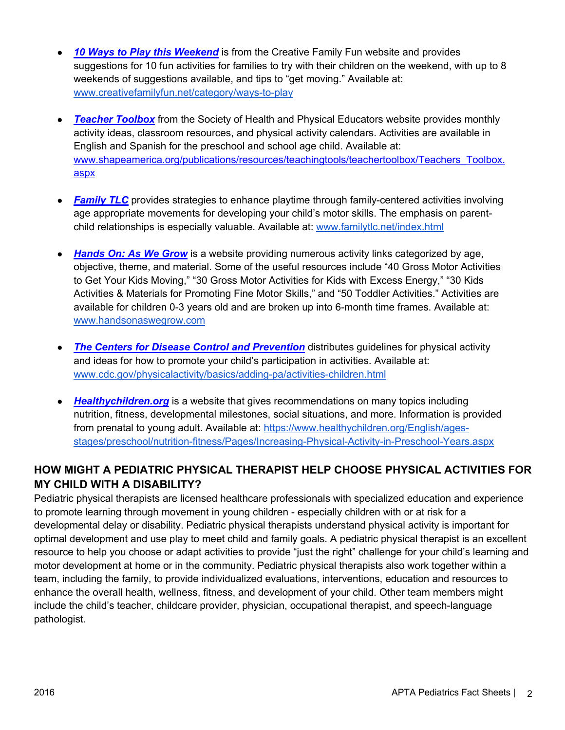- ***10 Ways to Play this Weekend*** is from the Creative Family Fun website and provides suggestions for 10 fun activities for families to try with their children on the weekend, with up to 8 weekends of suggestions available, and tips to "get moving." Available at: www.creativefamilyfun.net/category/ways-to-play

- ***Teacher Toolbox*** from the Society of Health and Physical Educators website provides monthly activity ideas, classroom resources, and physical activity calendars. Activities are available in English and Spanish for the preschool and school age child. Available at: www.shapeamerica.org/publications/resources/teachingtools/teachertoolbox/Teachers_Toolbox.aspx

- ***Family TLC*** provides strategies to enhance playtime through family-centered activities involving age appropriate movements for developing your child's motor skills. The emphasis on parent-child relationships is especially valuable. Available at: www.familytlc.net/index.html

- ***Hands On: As We Grow*** is a website providing numerous activity links categorized by age, objective, theme, and material. Some of the useful resources include "40 Gross Motor Activities to Get Your Kids Moving," "30 Gross Motor Activities for Kids with Excess Energy," "30 Kids Activities & Materials for Promoting Fine Motor Skills," and "50 Toddler Activities." Activities are available for children 0-3 years old and are broken up into 6-month time frames. Available at: www.handsonaswegrow.com

- ***The Centers for Disease Control and Prevention*** distributes guidelines for physical activity and ideas for how to promote your child's participation in activities. Available at: www.cdc.gov/physicalactivity/basics/adding-pa/activities-children.html

- ***Healthychildren.org*** is a website that gives recommendations on many topics including nutrition, fitness, developmental milestones, social situations, and more. Information is provided from prenatal to young adult. Available at: https://www.healthychildren.org/English/ages-stages/preschool/nutrition-fitness/Pages/Increasing-Physical-Activity-in-Preschool-Years.aspx

## HOW MIGHT A PEDIATRIC PHYSICAL THERAPIST HELP CHOOSE PHYSICAL ACTIVITIES FOR MY CHILD WITH A DISABILITY?

Pediatric physical therapists are licensed healthcare professionals with specialized education and experience to promote learning through movement in young children - especially children with or at risk for a developmental delay or disability. Pediatric physical therapists understand physical activity is important for optimal development and use play to meet child and family goals. A pediatric physical therapist is an excellent resource to help you choose or adapt activities to provide "just the right" challenge for your child's learning and motor development at home or in the community. Pediatric physical therapists also work together within a team, including the family, to provide individualized evaluations, interventions, education and resources to enhance the overall health, wellness, fitness, and development of your child. Other team members might include the child's teacher, childcare provider, physician, occupational therapist, and speech-language pathologist.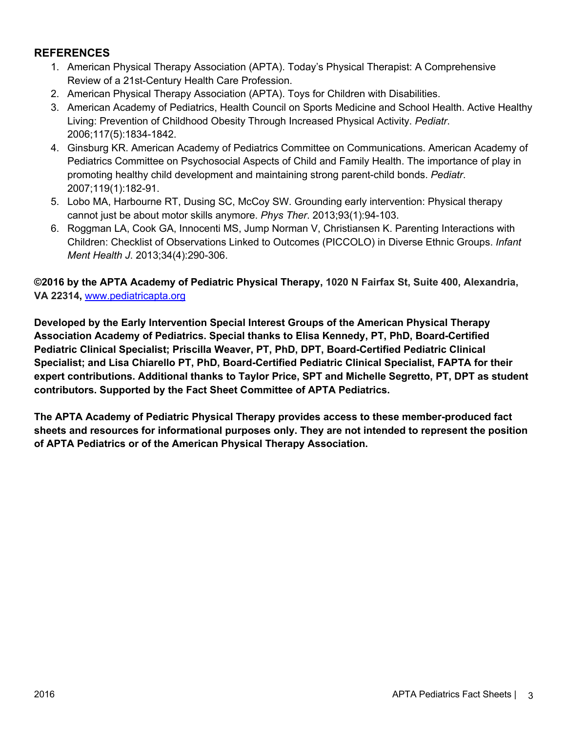## REFERENCES

1. American Physical Therapy Association (APTA). Today's Physical Therapist: A Comprehensive Review of a 21st-Century Health Care Profession.
2. American Physical Therapy Association (APTA). Toys for Children with Disabilities.
3. American Academy of Pediatrics, Health Council on Sports Medicine and School Health. Active Healthy Living: Prevention of Childhood Obesity Through Increased Physical Activity. *Pediatr*. 2006;117(5):1834-1842.
4. Ginsburg KR. American Academy of Pediatrics Committee on Communications. American Academy of Pediatrics Committee on Psychosocial Aspects of Child and Family Health. The importance of play in promoting healthy child development and maintaining strong parent-child bonds. *Pediatr*. 2007;119(1):182-91.
5. Lobo MA, Harbourne RT, Dusing SC, McCoy SW. Grounding early intervention: Physical therapy cannot just be about motor skills anymore. *Phys Ther*. 2013;93(1):94-103.
6. Roggman LA, Cook GA, Innocenti MS, Jump Norman V, Christiansen K. Parenting Interactions with Children: Checklist of Observations Linked to Outcomes (PICCOLO) in Diverse Ethnic Groups. *Infant Ment Health J*. 2013;34(4):290-306.

**©2016 by the APTA Academy of Pediatric Physical Therapy, 1020 N Fairfax St, Suite 400, Alexandria, VA 22314,** www.pediatricapta.org

**Developed by the Early Intervention Special Interest Groups of the American Physical Therapy Association Academy of Pediatrics. Special thanks to Elisa Kennedy, PT, PhD, Board-Certified Pediatric Clinical Specialist; Priscilla Weaver, PT, PhD, DPT, Board-Certified Pediatric Clinical Specialist; and Lisa Chiarello PT, PhD, Board-Certified Pediatric Clinical Specialist, FAPTA for their expert contributions. Additional thanks to Taylor Price, SPT and Michelle Segretto, PT, DPT as student contributors. Supported by the Fact Sheet Committee of APTA Pediatrics.**

**The APTA Academy of Pediatric Physical Therapy provides access to these member-produced fact sheets and resources for informational purposes only. They are not intended to represent the position of APTA Pediatrics or of the American Physical Therapy Association.**